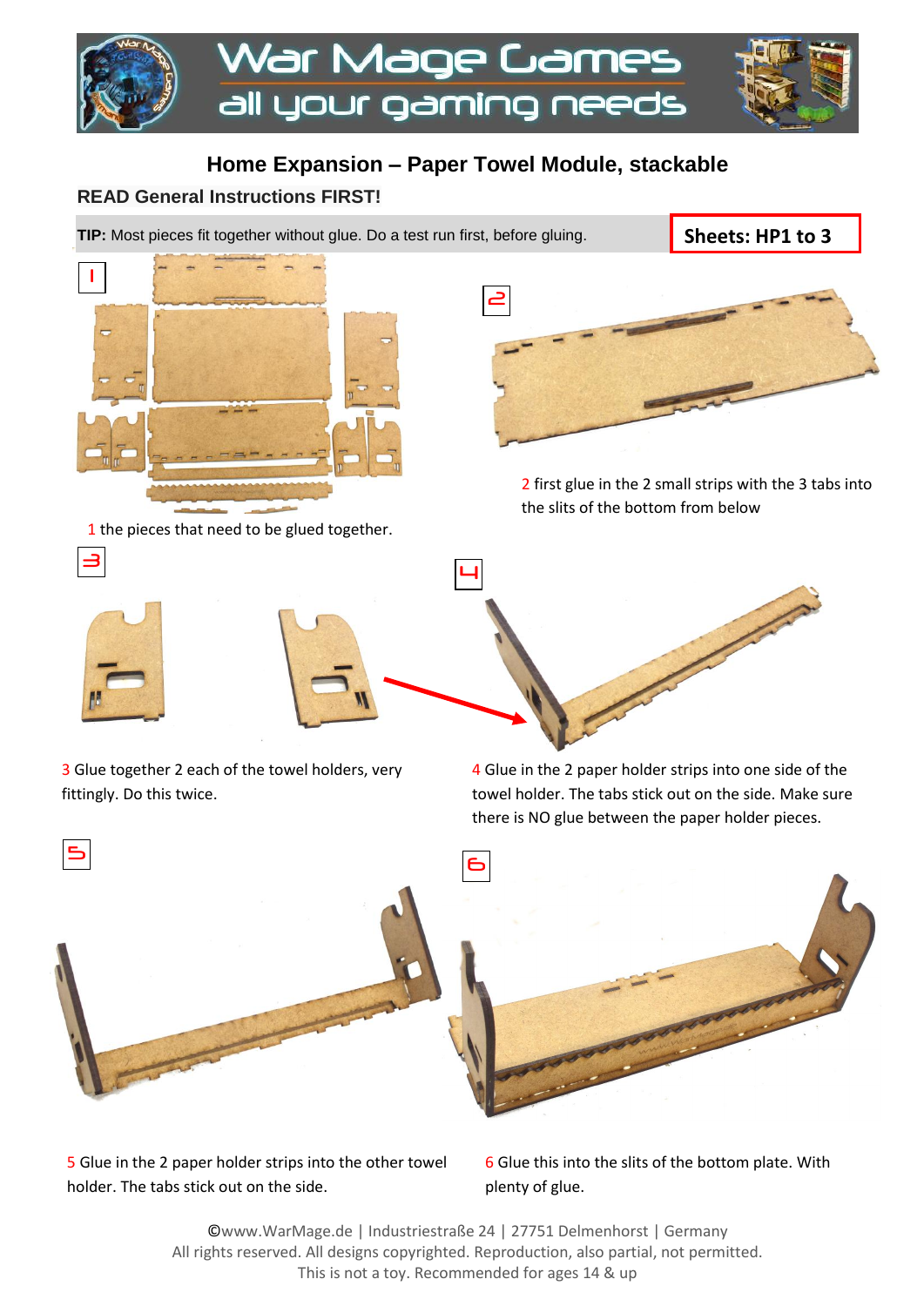# War Mage Games
all your gaming needs

## Home Expansion – Paper Towel Module, stackable

**READ General Instructions FIRST!**

**TIP:** Most pieces fit together without glue. Do a test run first, before gluing.

**Sheets: HP1 to 3**

1 the pieces that need to be glued together.

2 first glue in the 2 small strips with the 3 tabs into the slits of the bottom from below

3 Glue together 2 each of the towel holders, very fittingly. Do this twice.

4 Glue in the 2 paper holder strips into one side of the towel holder. The tabs stick out on the side. Make sure there is NO glue between the paper holder pieces.

5 Glue in the 2 paper holder strips into the other towel holder. The tabs stick out on the side.

6 Glue this into the slits of the bottom plate. With plenty of glue.

©www.WarMage.de | Industriestraße 24 | 27751 Delmenhorst | Germany
All rights reserved. All designs copyrighted. Reproduction, also partial, not permitted.
This is not a toy. Recommended for ages 14 & up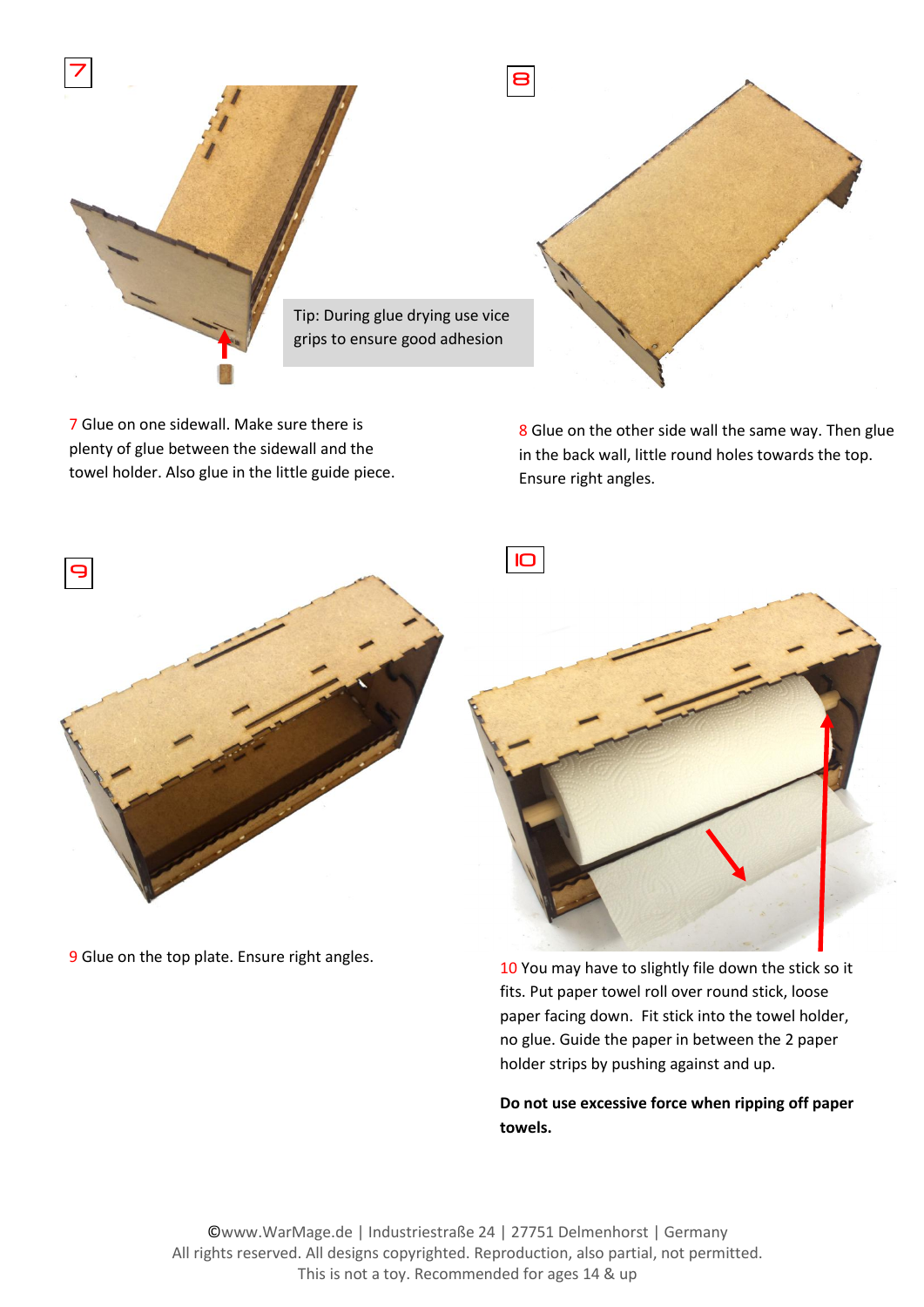7

Tip: During glue drying use vice grips to ensure good adhesion

7 Glue on one sidewall. Make sure there is plenty of glue between the sidewall and the towel holder. Also glue in the little guide piece.

8

8 Glue on the other side wall the same way. Then glue in the back wall, little round holes towards the top. Ensure right angles.

9

9 Glue on the top plate. Ensure right angles.

10

10 You may have to slightly file down the stick so it fits. Put paper towel roll over round stick, loose paper facing down. Fit stick into the towel holder, no glue. Guide the paper in between the 2 paper holder strips by pushing against and up.

**Do not use excessive force when ripping off paper towels.**

©www.WarMage.de | Industriestraße 24 | 27751 Delmenhorst | Germany
All rights reserved. All designs copyrighted. Reproduction, also partial, not permitted.
This is not a toy. Recommended for ages 14 & up